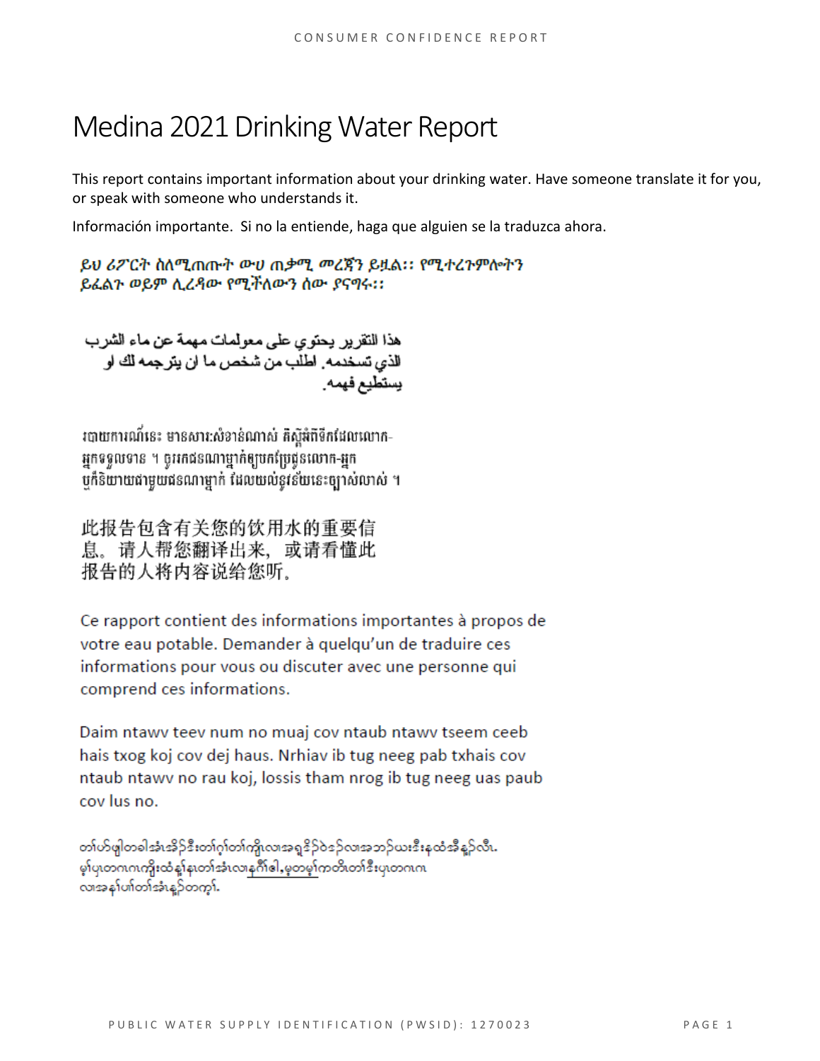# Medina 2021 Drinking Water Report

This report contains important information about your drinking water. Have someone translate it for you, or speak with someone who understands it.

Información importante. Si no la entiende, haga que alguien se la traduzca ahora.

ይህ ሪፖርት ስለሚጠጡት ውሀ ጠቃሚ መረጃን ይዟል:: የሚተረጉምሎትን ይፈልጉ ወይም ሊረዳው የሚችለውን ሰው ያናግሩ::

هذا التقرير يحتوي على معلومات مهمة عن ماء الشرب الذي تستخدمه. اطلب من شخص ما ان يترجمه لك او يستطيع فهمه.

របាយការណ៍នេះ មានសារៈសំខាន់ណាស់ គិតអំពីទឹកដែលលោក-អ្នកទទួលទាន ។ ចូររកជនណាម្នាក់ឲ្យបកប្រែជូនលោក-អ្នក ឬក៏និយាយជាមួយជនណាម្នាក់ ដែលយល់នូវន័យនេះច្បាស់លាស់ ។

此报告包含有关您的饮用水的重要信息。请人帮您翻译出来，或请看懂此报告的人将内容说给您听。

Ce rapport contient des informations importantes à propos de votre eau potable. Demander à quelqu'un de traduire ces informations pour vous ou discuter avec une personne qui comprend ces informations.

Daim ntawv teev num no muaj cov ntaub ntawv tseem ceeb hais txog koj cov dej haus. Nrhiav ib tug neeg pab txhais cov ntaub ntawv no rau koj, lossis tham nrog ib tug neeg uas paub cov lus no.

တၢ်ပာ်ဖျါတခါအံၤအိဉ်ဒီးတၢ်ဂ့ၢ်တၢ်ကျိၤလၢအရှ့ဒိဉ်ဝဲဒဉ်လၢအဘဉ်ယးဒီးနထံအီနူၥ်လီၤ. မ့ၢ်ပှၤတဂၤဂၤကျိးထံန့ၢ်နတၢ်အံၤလၢနဂီၢ်ဓါ,မ့တမ့ၢ်ကတိၤတၢ်ဒီးပှၤတဂၤ လၢအနၢ်ပၢ်တၢ်အံၤန့ဉ်တက့ၢ်.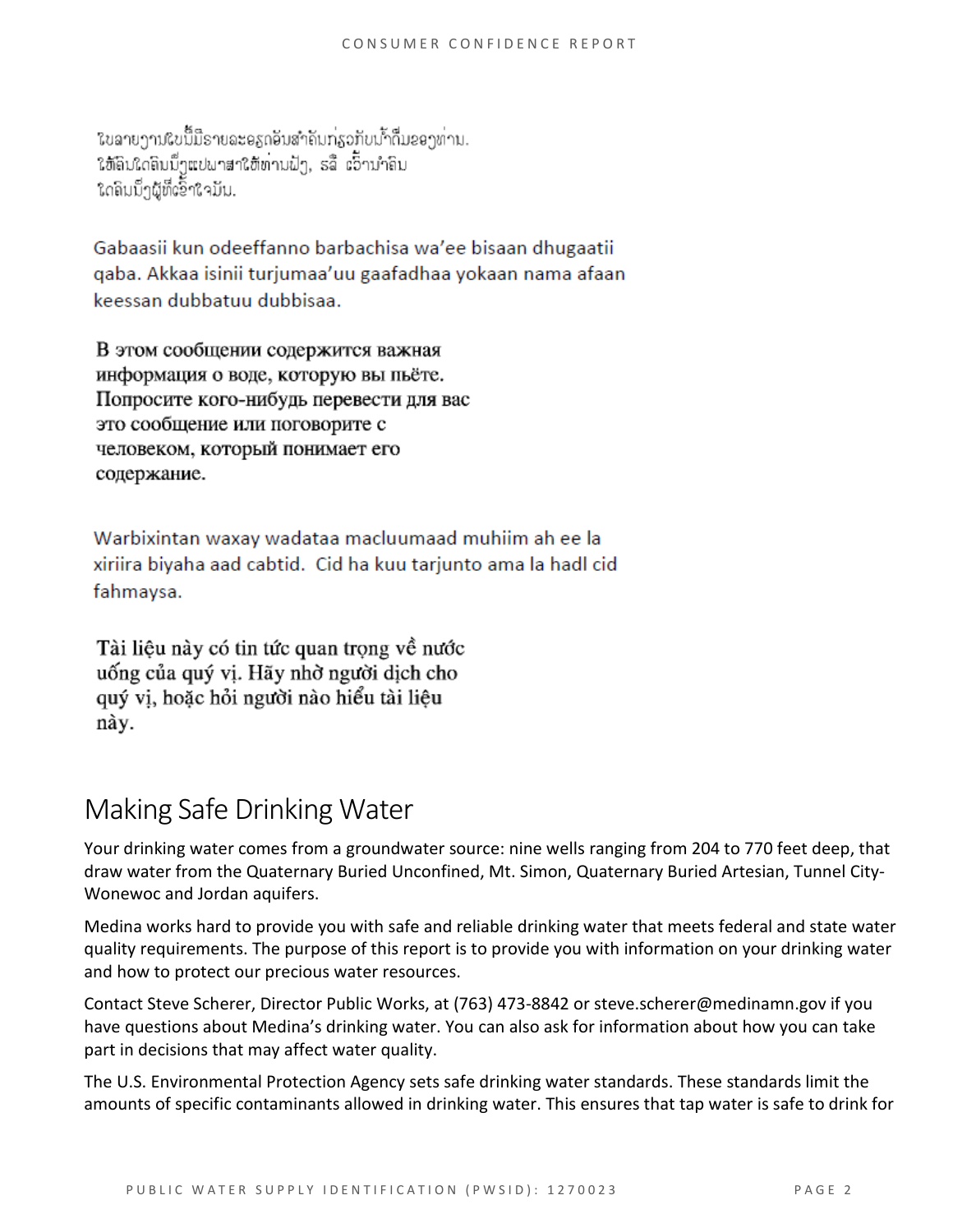ໃບລາຍງານສະບັບນີ້ມີຣາຍລະອຽດອັນສຳຄັນກ່ຽວກັບນ້ຳດື່ມຂອງທ່ານ.
ໃຫ້ຄົນໃດຄົນນຶ່ງແປພາສາໃຫ້ທ່ານຟັງ, ຣືີ ເວົ້ານຳຄົນ
ໃດຄົນນຶ່ງຜູ້ທີ່ເຂົ້າໃຈມັນ.

Gabaasii kun odeeffanno barbachisa wa'ee bisaan dhugaatii qaba. Akkaa isinii turjumaa'uu gaafadhaa yokaan nama afaan keessan dubbatuu dubbisaa.

В этом сообщении содержится важная информация о воде, которую вы пьёте. Попросите кого-нибудь перевести для вас это сообщение или поговорите с человеком, который понимает его содержание.

Warbixintan waxay wadataa macluumaad muhiim ah ee la xiriira biyaha aad cabtid. Cid ha kuu tarjunto ama la hadl cid fahmaysa.

Tài liệu này có tin tức quan trọng về nước uống của quý vị. Hãy nhờ người dịch cho quý vị, hoặc hỏi người nào hiểu tài liệu này.

## Making Safe Drinking Water

Your drinking water comes from a groundwater source: nine wells ranging from 204 to 770 feet deep, that draw water from the Quaternary Buried Unconfined, Mt. Simon, Quaternary Buried Artesian, Tunnel City-Wonewoc and Jordan aquifers.

Medina works hard to provide you with safe and reliable drinking water that meets federal and state water quality requirements. The purpose of this report is to provide you with information on your drinking water and how to protect our precious water resources.

Contact Steve Scherer, Director Public Works, at (763) 473-8842 or steve.scherer@medinamn.gov if you have questions about Medina's drinking water. You can also ask for information about how you can take part in decisions that may affect water quality.

The U.S. Environmental Protection Agency sets safe drinking water standards. These standards limit the amounts of specific contaminants allowed in drinking water. This ensures that tap water is safe to drink for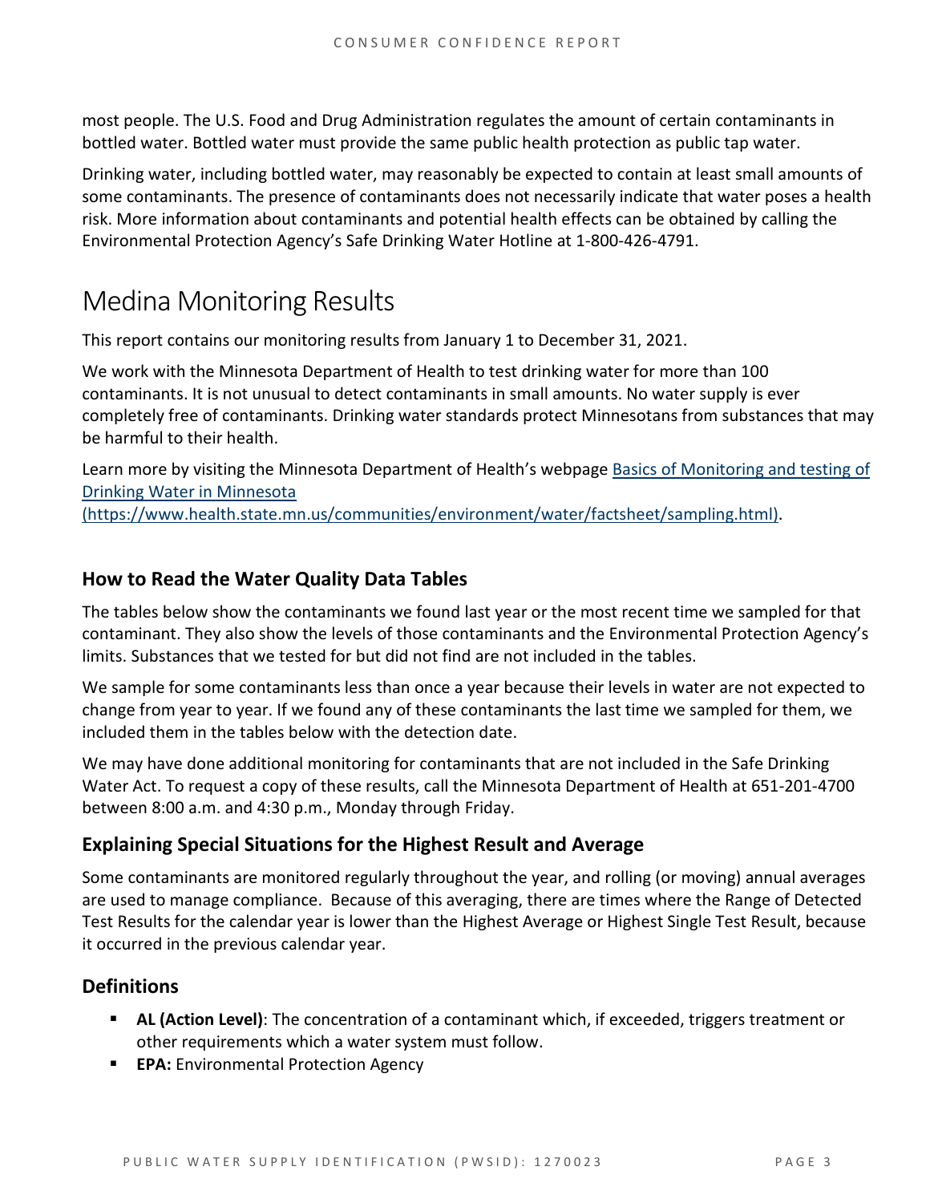most people. The U.S. Food and Drug Administration regulates the amount of certain contaminants in bottled water. Bottled water must provide the same public health protection as public tap water.

Drinking water, including bottled water, may reasonably be expected to contain at least small amounts of some contaminants. The presence of contaminants does not necessarily indicate that water poses a health risk. More information about contaminants and potential health effects can be obtained by calling the Environmental Protection Agency's Safe Drinking Water Hotline at 1-800-426-4791.

# Medina Monitoring Results

This report contains our monitoring results from January 1 to December 31, 2021.

We work with the Minnesota Department of Health to test drinking water for more than 100 contaminants. It is not unusual to detect contaminants in small amounts. No water supply is ever completely free of contaminants. Drinking water standards protect Minnesotans from substances that may be harmful to their health.

Learn more by visiting the Minnesota Department of Health's webpage [Basics of Monitoring and testing of Drinking Water in Minnesota (https://www.health.state.mn.us/communities/environment/water/factsheet/sampling.html)](https://www.health.state.mn.us/communities/environment/water/factsheet/sampling.html).

## How to Read the Water Quality Data Tables

The tables below show the contaminants we found last year or the most recent time we sampled for that contaminant. They also show the levels of those contaminants and the Environmental Protection Agency's limits. Substances that we tested for but did not find are not included in the tables.

We sample for some contaminants less than once a year because their levels in water are not expected to change from year to year. If we found any of these contaminants the last time we sampled for them, we included them in the tables below with the detection date.

We may have done additional monitoring for contaminants that are not included in the Safe Drinking Water Act. To request a copy of these results, call the Minnesota Department of Health at 651-201-4700 between 8:00 a.m. and 4:30 p.m., Monday through Friday.

## Explaining Special Situations for the Highest Result and Average

Some contaminants are monitored regularly throughout the year, and rolling (or moving) annual averages are used to manage compliance. Because of this averaging, there are times where the Range of Detected Test Results for the calendar year is lower than the Highest Average or Highest Single Test Result, because it occurred in the previous calendar year.

## Definitions

- **AL (Action Level)**: The concentration of a contaminant which, if exceeded, triggers treatment or other requirements which a water system must follow.
- **EPA:** Environmental Protection Agency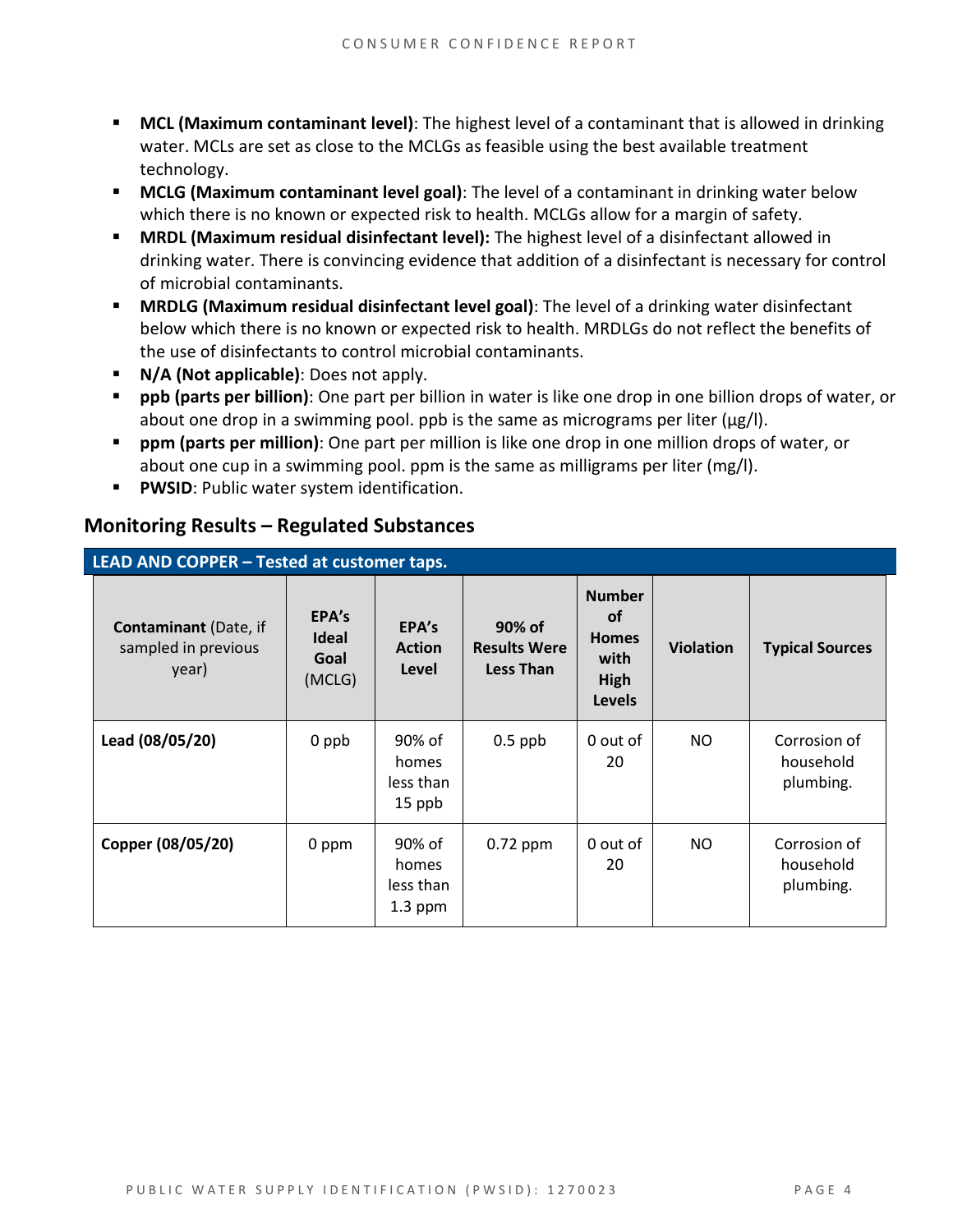- **MCL (Maximum contaminant level)**: The highest level of a contaminant that is allowed in drinking water. MCLs are set as close to the MCLGs as feasible using the best available treatment technology.
- **MCLG (Maximum contaminant level goal)**: The level of a contaminant in drinking water below which there is no known or expected risk to health. MCLGs allow for a margin of safety.
- **MRDL (Maximum residual disinfectant level):** The highest level of a disinfectant allowed in drinking water. There is convincing evidence that addition of a disinfectant is necessary for control of microbial contaminants.
- **MRDLG (Maximum residual disinfectant level goal)**: The level of a drinking water disinfectant below which there is no known or expected risk to health. MRDLGs do not reflect the benefits of the use of disinfectants to control microbial contaminants.
- **N/A (Not applicable)**: Does not apply.
- **ppb (parts per billion)**: One part per billion in water is like one drop in one billion drops of water, or about one drop in a swimming pool. ppb is the same as micrograms per liter (μg/l).
- **ppm (parts per million)**: One part per million is like one drop in one million drops of water, or about one cup in a swimming pool. ppm is the same as milligrams per liter (mg/l).
- **PWSID**: Public water system identification.

## Monitoring Results – Regulated Substances

**LEAD AND COPPER – Tested at customer taps.**

| **Contaminant** (Date, if sampled in previous year) | **EPA's Ideal Goal** (MCLG) | **EPA's Action Level** | **90% of Results Were Less Than** | **Number of Homes with High Levels** | **Violation** | **Typical Sources** |
|---|---|---|---|---|---|---|
| **Lead (08/05/20)** | 0 ppb | 90% of homes less than 15 ppb | 0.5 ppb | 0 out of 20 | NO | Corrosion of household plumbing. |
| **Copper (08/05/20)** | 0 ppm | 90% of homes less than 1.3 ppm | 0.72 ppm | 0 out of 20 | NO | Corrosion of household plumbing. |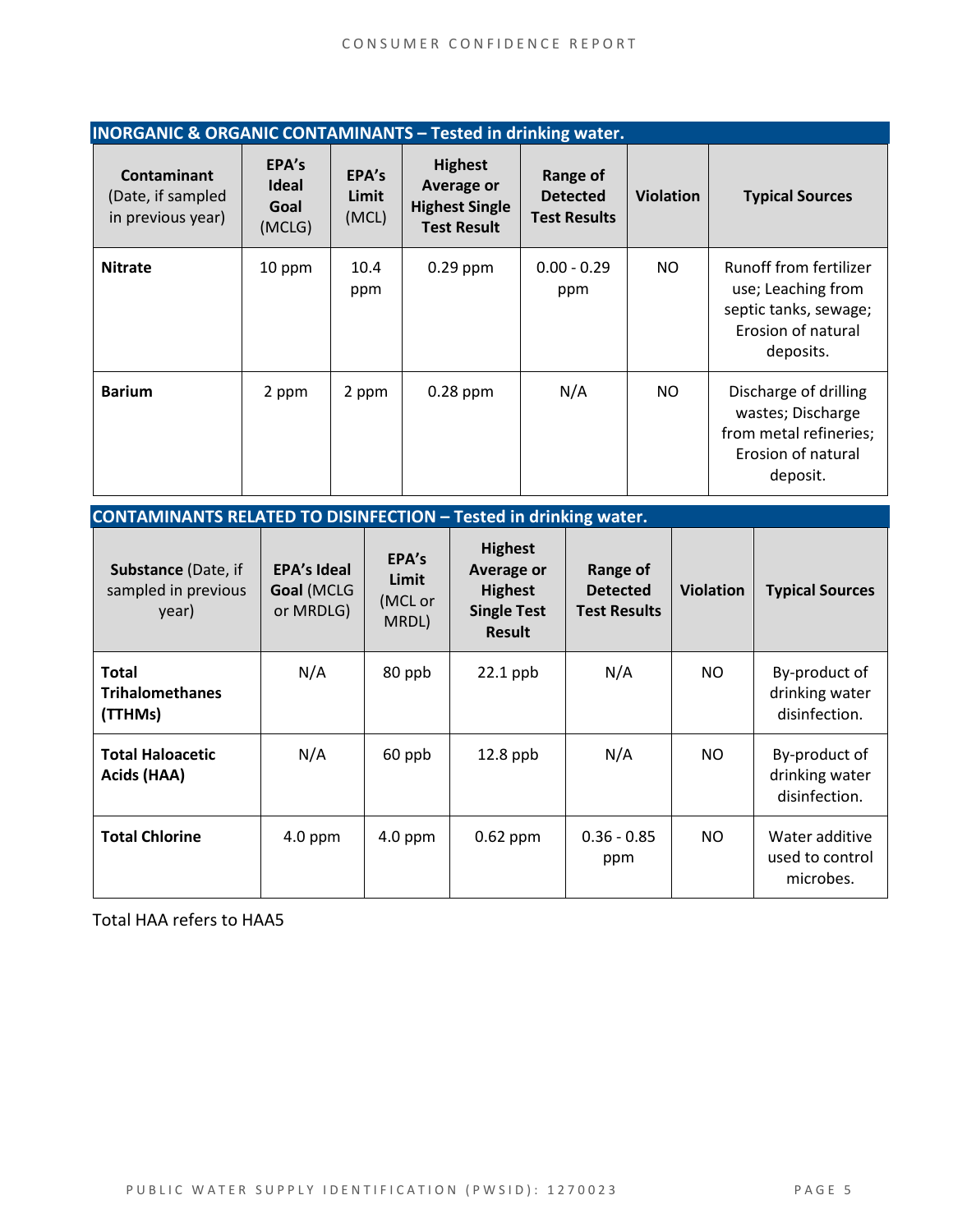| INORGANIC & ORGANIC CONTAMINANTS – Tested in drinking water. | | | | | | |
|---|---|---|---|---|---|---|
| **Contaminant** (Date, if sampled in previous year) | **EPA's Ideal Goal** (MCLG) | **EPA's Limit** (MCL) | **Highest Average or Highest Single Test Result** | **Range of Detected Test Results** | **Violation** | **Typical Sources** |
| **Nitrate** | 10 ppm | 10.4 ppm | 0.29 ppm | 0.00 - 0.29 ppm | NO | Runoff from fertilizer use; Leaching from septic tanks, sewage; Erosion of natural deposits. |
| **Barium** | 2 ppm | 2 ppm | 0.28 ppm | N/A | NO | Discharge of drilling wastes; Discharge from metal refineries; Erosion of natural deposit. |

| CONTAMINANTS RELATED TO DISINFECTION – Tested in drinking water. | | | | | | |
|---|---|---|---|---|---|---|
| **Substance** (Date, if sampled in previous year) | **EPA's Ideal Goal** (MCLG or MRDLG) | **EPA's Limit** (MCL or MRDL) | **Highest Average or Highest Single Test Result** | **Range of Detected Test Results** | **Violation** | **Typical Sources** |
| **Total Trihalomethanes (TTHMs)** | N/A | 80 ppb | 22.1 ppb | N/A | NO | By-product of drinking water disinfection. |
| **Total Haloacetic Acids (HAA)** | N/A | 60 ppb | 12.8 ppb | N/A | NO | By-product of drinking water disinfection. |
| **Total Chlorine** | 4.0 ppm | 4.0 ppm | 0.62 ppm | 0.36 - 0.85 ppm | NO | Water additive used to control microbes. |

Total HAA refers to HAA5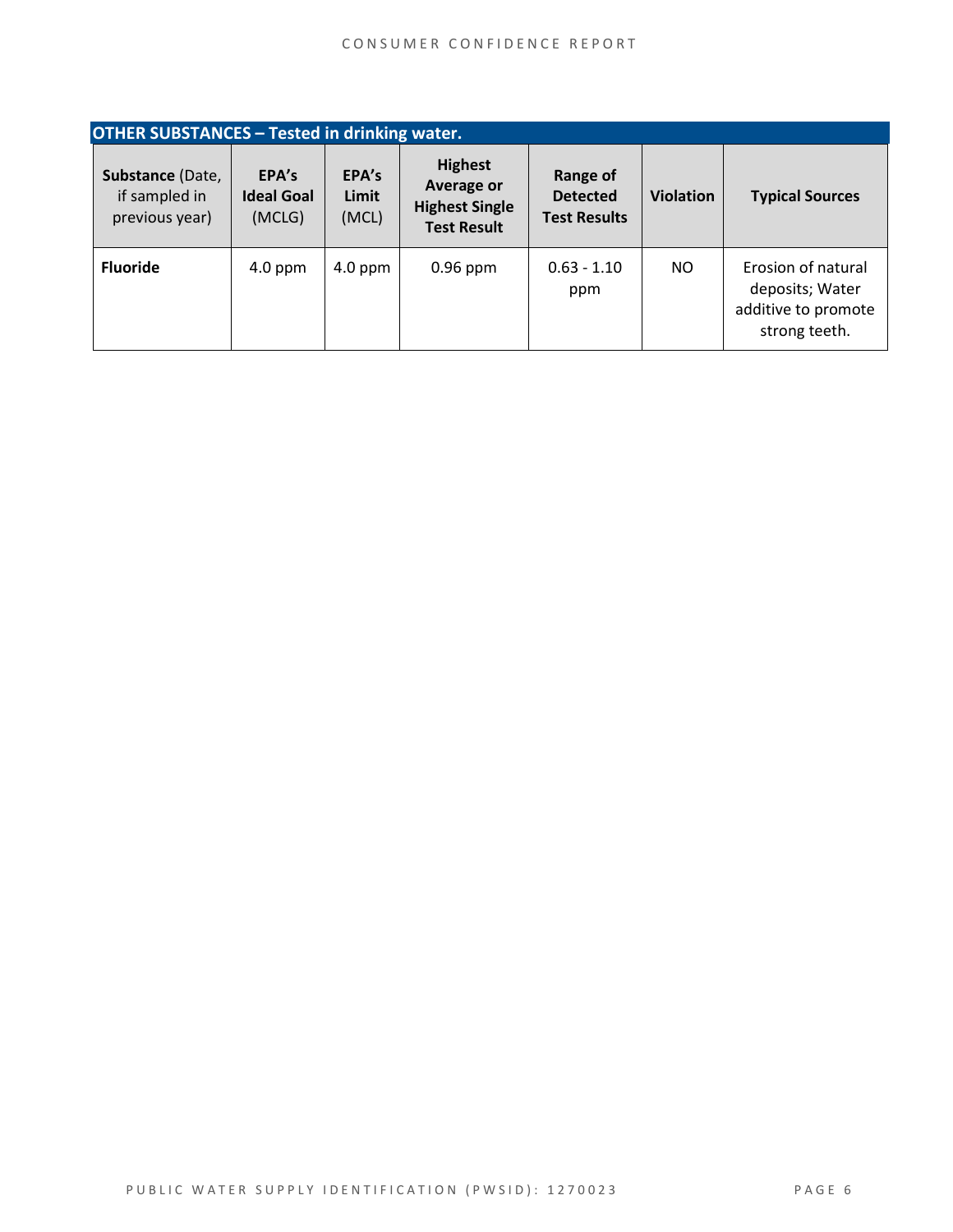| OTHER SUBSTANCES – Tested in drinking water. | | | | | | |
|---|---|---|---|---|---|---|
| **Substance** (Date, if sampled in previous year) | **EPA's Ideal Goal** (MCLG) | **EPA's Limit** (MCL) | **Highest Average or Highest Single Test Result** | **Range of Detected Test Results** | **Violation** | **Typical Sources** |
| **Fluoride** | 4.0 ppm | 4.0 ppm | 0.96 ppm | 0.63 - 1.10 ppm | NO | Erosion of natural deposits; Water additive to promote strong teeth. |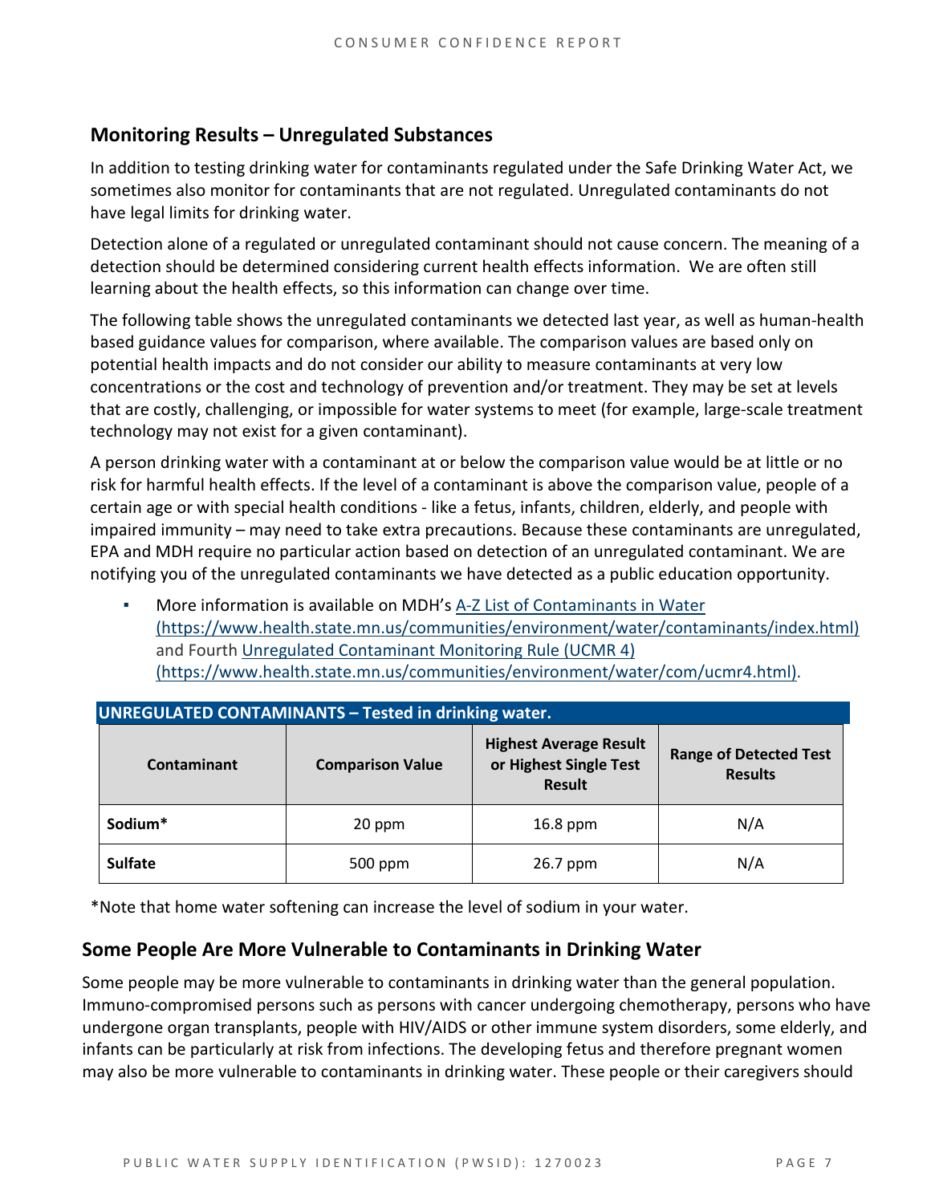## Monitoring Results – Unregulated Substances

In addition to testing drinking water for contaminants regulated under the Safe Drinking Water Act, we sometimes also monitor for contaminants that are not regulated. Unregulated contaminants do not have legal limits for drinking water.

Detection alone of a regulated or unregulated contaminant should not cause concern. The meaning of a detection should be determined considering current health effects information. We are often still learning about the health effects, so this information can change over time.

The following table shows the unregulated contaminants we detected last year, as well as human-health based guidance values for comparison, where available. The comparison values are based only on potential health impacts and do not consider our ability to measure contaminants at very low concentrations or the cost and technology of prevention and/or treatment. They may be set at levels that are costly, challenging, or impossible for water systems to meet (for example, large-scale treatment technology may not exist for a given contaminant).

A person drinking water with a contaminant at or below the comparison value would be at little or no risk for harmful health effects. If the level of a contaminant is above the comparison value, people of a certain age or with special health conditions - like a fetus, infants, children, elderly, and people with impaired immunity – may need to take extra precautions. Because these contaminants are unregulated, EPA and MDH require no particular action based on detection of an unregulated contaminant. We are notifying you of the unregulated contaminants we have detected as a public education opportunity.

- More information is available on MDH's [A-Z List of Contaminants in Water (https://www.health.state.mn.us/communities/environment/water/contaminants/index.html)](https://www.health.state.mn.us/communities/environment/water/contaminants/index.html) and Fourth [Unregulated Contaminant Monitoring Rule (UCMR 4) (https://www.health.state.mn.us/communities/environment/water/com/ucmr4.html)](https://www.health.state.mn.us/communities/environment/water/com/ucmr4.html).

**UNREGULATED CONTAMINANTS – Tested in drinking water.**

| Contaminant | Comparison Value | Highest Average Result or Highest Single Test Result | Range of Detected Test Results |
|---|---|---|---|
| **Sodium*** | 20 ppm | 16.8 ppm | N/A |
| **Sulfate** | 500 ppm | 26.7 ppm | N/A |

*Note that home water softening can increase the level of sodium in your water.

## Some People Are More Vulnerable to Contaminants in Drinking Water

Some people may be more vulnerable to contaminants in drinking water than the general population. Immuno-compromised persons such as persons with cancer undergoing chemotherapy, persons who have undergone organ transplants, people with HIV/AIDS or other immune system disorders, some elderly, and infants can be particularly at risk from infections. The developing fetus and therefore pregnant women may also be more vulnerable to contaminants in drinking water. These people or their caregivers should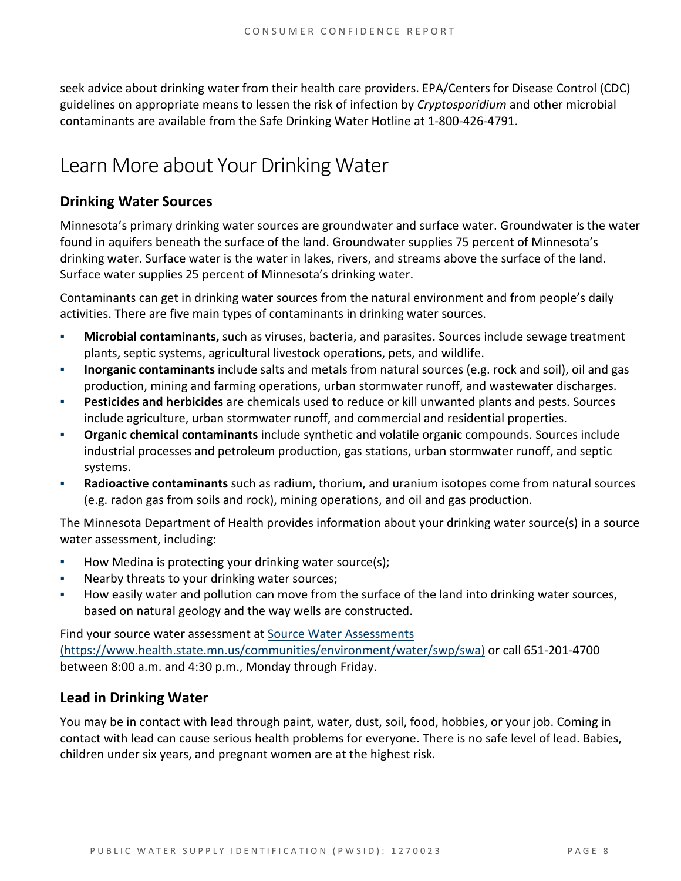seek advice about drinking water from their health care providers. EPA/Centers for Disease Control (CDC) guidelines on appropriate means to lessen the risk of infection by *Cryptosporidium* and other microbial contaminants are available from the Safe Drinking Water Hotline at 1-800-426-4791.

# Learn More about Your Drinking Water

## Drinking Water Sources

Minnesota's primary drinking water sources are groundwater and surface water. Groundwater is the water found in aquifers beneath the surface of the land. Groundwater supplies 75 percent of Minnesota's drinking water. Surface water is the water in lakes, rivers, and streams above the surface of the land. Surface water supplies 25 percent of Minnesota's drinking water.

Contaminants can get in drinking water sources from the natural environment and from people's daily activities. There are five main types of contaminants in drinking water sources.

- **Microbial contaminants,** such as viruses, bacteria, and parasites. Sources include sewage treatment plants, septic systems, agricultural livestock operations, pets, and wildlife.
- **Inorganic contaminants** include salts and metals from natural sources (e.g. rock and soil), oil and gas production, mining and farming operations, urban stormwater runoff, and wastewater discharges.
- **Pesticides and herbicides** are chemicals used to reduce or kill unwanted plants and pests. Sources include agriculture, urban stormwater runoff, and commercial and residential properties.
- **Organic chemical contaminants** include synthetic and volatile organic compounds. Sources include industrial processes and petroleum production, gas stations, urban stormwater runoff, and septic systems.
- **Radioactive contaminants** such as radium, thorium, and uranium isotopes come from natural sources (e.g. radon gas from soils and rock), mining operations, and oil and gas production.

The Minnesota Department of Health provides information about your drinking water source(s) in a source water assessment, including:

- How Medina is protecting your drinking water source(s);
- Nearby threats to your drinking water sources;
- How easily water and pollution can move from the surface of the land into drinking water sources, based on natural geology and the way wells are constructed.

Find your source water assessment at [Source Water Assessments (https://www.health.state.mn.us/communities/environment/water/swp/swa)](https://www.health.state.mn.us/communities/environment/water/swp/swa) or call 651-201-4700 between 8:00 a.m. and 4:30 p.m., Monday through Friday.

## Lead in Drinking Water

You may be in contact with lead through paint, water, dust, soil, food, hobbies, or your job. Coming in contact with lead can cause serious health problems for everyone. There is no safe level of lead. Babies, children under six years, and pregnant women are at the highest risk.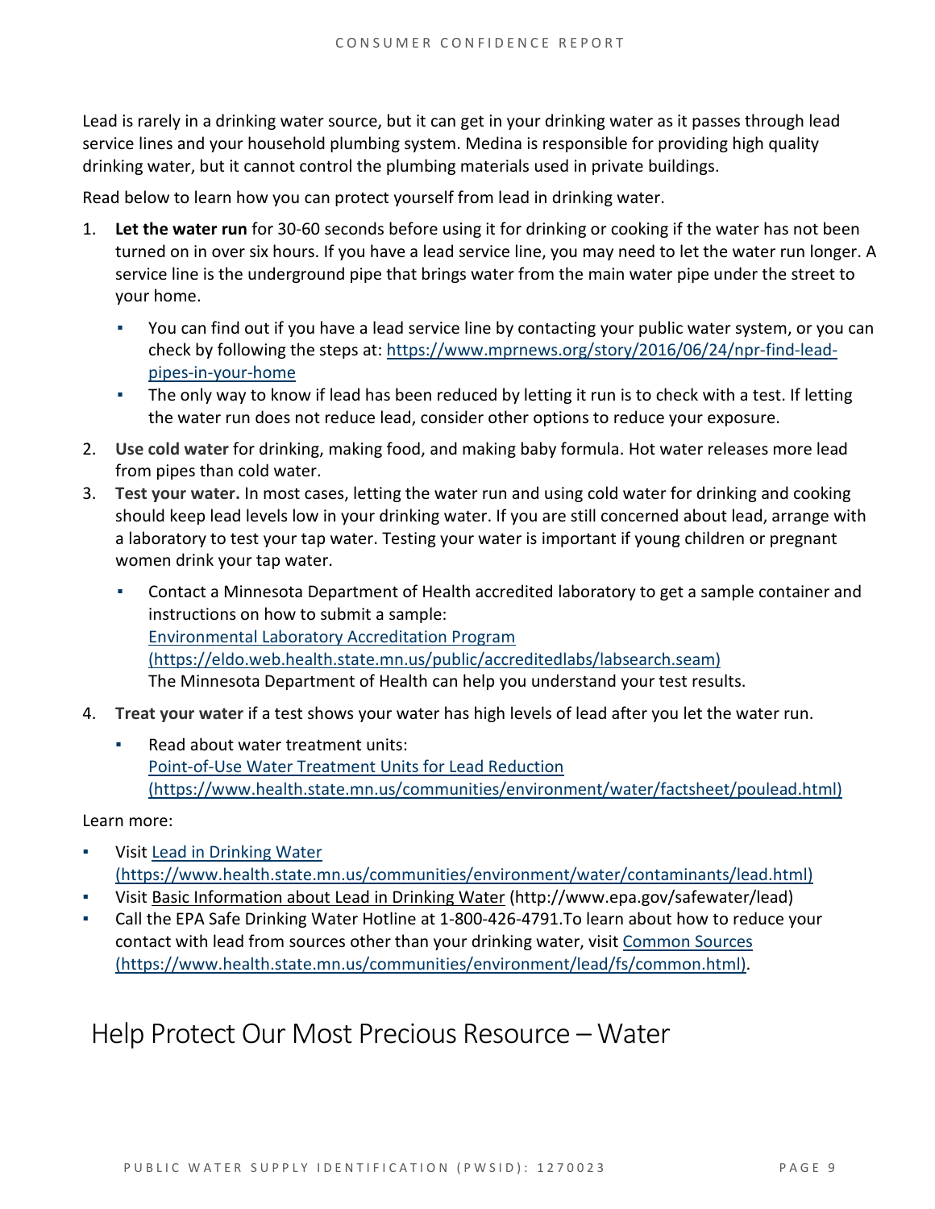Lead is rarely in a drinking water source, but it can get in your drinking water as it passes through lead service lines and your household plumbing system. Medina is responsible for providing high quality drinking water, but it cannot control the plumbing materials used in private buildings.

Read below to learn how you can protect yourself from lead in drinking water.

1. **Let the water run** for 30-60 seconds before using it for drinking or cooking if the water has not been turned on in over six hours. If you have a lead service line, you may need to let the water run longer. A service line is the underground pipe that brings water from the main water pipe under the street to your home.
   - You can find out if you have a lead service line by contacting your public water system, or you can check by following the steps at: [https://www.mprnews.org/story/2016/06/24/npr-find-lead-pipes-in-your-home](https://www.mprnews.org/story/2016/06/24/npr-find-lead-pipes-in-your-home)
   - The only way to know if lead has been reduced by letting it run is to check with a test. If letting the water run does not reduce lead, consider other options to reduce your exposure.
2. **Use cold water** for drinking, making food, and making baby formula. Hot water releases more lead from pipes than cold water.
3. **Test your water.** In most cases, letting the water run and using cold water for drinking and cooking should keep lead levels low in your drinking water. If you are still concerned about lead, arrange with a laboratory to test your tap water. Testing your water is important if young children or pregnant women drink your tap water.
   - Contact a Minnesota Department of Health accredited laboratory to get a sample container and instructions on how to submit a sample:
     [Environmental Laboratory Accreditation Program (https://eldo.web.health.state.mn.us/public/accreditedlabs/labsearch.seam)](https://eldo.web.health.state.mn.us/public/accreditedlabs/labsearch.seam)
     The Minnesota Department of Health can help you understand your test results.
4. **Treat your water** if a test shows your water has high levels of lead after you let the water run.
   - Read about water treatment units:
     [Point-of-Use Water Treatment Units for Lead Reduction (https://www.health.state.mn.us/communities/environment/water/factsheet/poulead.html)](https://www.health.state.mn.us/communities/environment/water/factsheet/poulead.html)

Learn more:

- Visit [Lead in Drinking Water (https://www.health.state.mn.us/communities/environment/water/contaminants/lead.html)](https://www.health.state.mn.us/communities/environment/water/contaminants/lead.html)
- Visit Basic Information about Lead in Drinking Water (http://www.epa.gov/safewater/lead)
- Call the EPA Safe Drinking Water Hotline at 1-800-426-4791.To learn about how to reduce your contact with lead from sources other than your drinking water, visit [Common Sources (https://www.health.state.mn.us/communities/environment/lead/fs/common.html)](https://www.health.state.mn.us/communities/environment/lead/fs/common.html).

# Help Protect Our Most Precious Resource – Water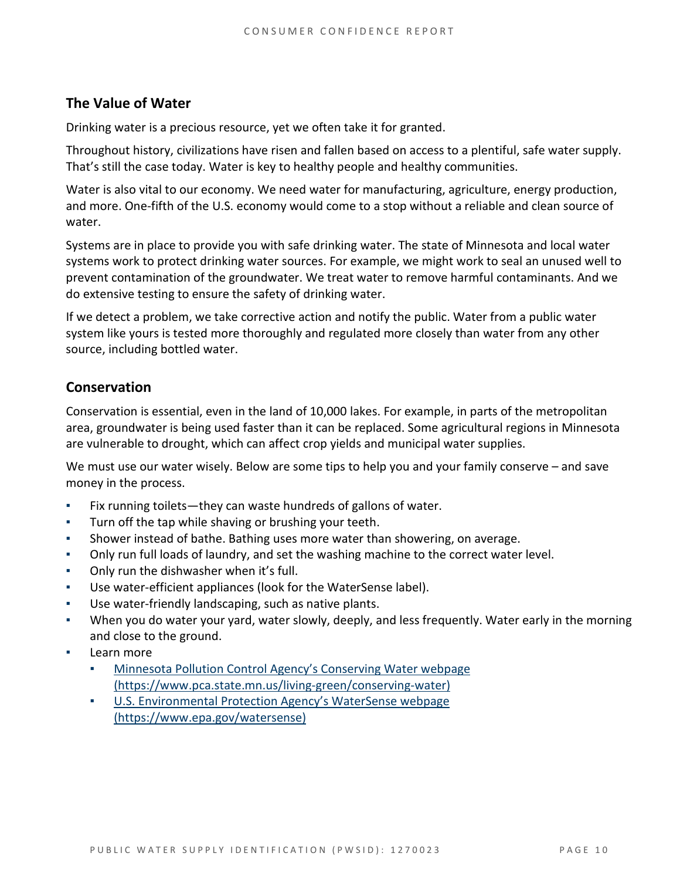## The Value of Water

Drinking water is a precious resource, yet we often take it for granted.

Throughout history, civilizations have risen and fallen based on access to a plentiful, safe water supply. That's still the case today. Water is key to healthy people and healthy communities.

Water is also vital to our economy. We need water for manufacturing, agriculture, energy production, and more. One-fifth of the U.S. economy would come to a stop without a reliable and clean source of water.

Systems are in place to provide you with safe drinking water. The state of Minnesota and local water systems work to protect drinking water sources. For example, we might work to seal an unused well to prevent contamination of the groundwater. We treat water to remove harmful contaminants. And we do extensive testing to ensure the safety of drinking water.

If we detect a problem, we take corrective action and notify the public. Water from a public water system like yours is tested more thoroughly and regulated more closely than water from any other source, including bottled water.

## Conservation

Conservation is essential, even in the land of 10,000 lakes. For example, in parts of the metropolitan area, groundwater is being used faster than it can be replaced. Some agricultural regions in Minnesota are vulnerable to drought, which can affect crop yields and municipal water supplies.

We must use our water wisely. Below are some tips to help you and your family conserve – and save money in the process.

- Fix running toilets—they can waste hundreds of gallons of water.
- Turn off the tap while shaving or brushing your teeth.
- Shower instead of bathe. Bathing uses more water than showering, on average.
- Only run full loads of laundry, and set the washing machine to the correct water level.
- Only run the dishwasher when it's full.
- Use water-efficient appliances (look for the WaterSense label).
- Use water-friendly landscaping, such as native plants.
- When you do water your yard, water slowly, deeply, and less frequently. Water early in the morning and close to the ground.
- Learn more
  - [Minnesota Pollution Control Agency's Conserving Water webpage (https://www.pca.state.mn.us/living-green/conserving-water)](https://www.pca.state.mn.us/living-green/conserving-water)
  - [U.S. Environmental Protection Agency's WaterSense webpage (https://www.epa.gov/watersense)](https://www.epa.gov/watersense)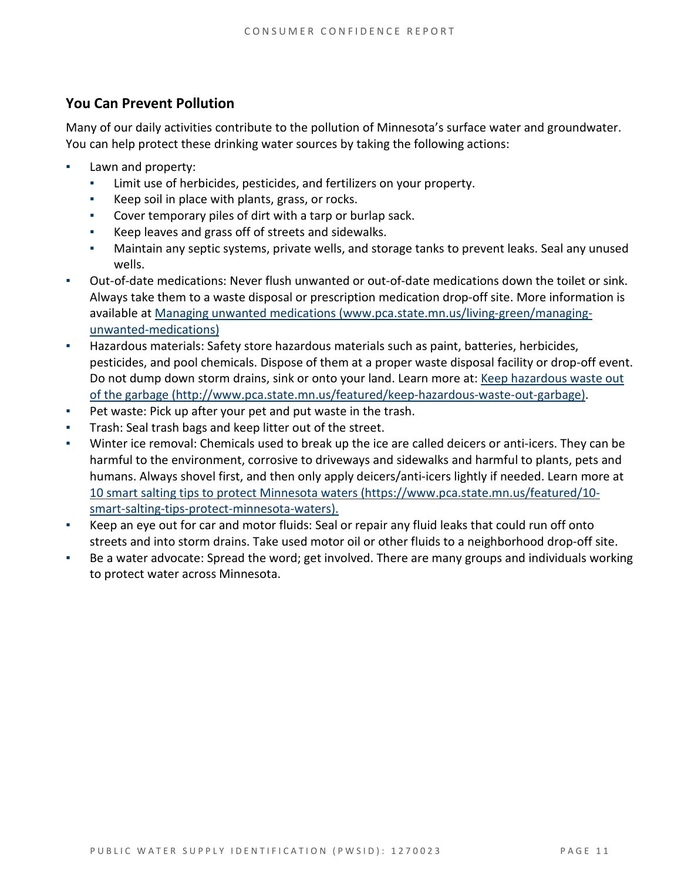## You Can Prevent Pollution

Many of our daily activities contribute to the pollution of Minnesota's surface water and groundwater. You can help protect these drinking water sources by taking the following actions:

- Lawn and property:
  - Limit use of herbicides, pesticides, and fertilizers on your property.
  - Keep soil in place with plants, grass, or rocks.
  - Cover temporary piles of dirt with a tarp or burlap sack.
  - Keep leaves and grass off of streets and sidewalks.
  - Maintain any septic systems, private wells, and storage tanks to prevent leaks. Seal any unused wells.
- Out-of-date medications: Never flush unwanted or out-of-date medications down the toilet or sink. Always take them to a waste disposal or prescription medication drop-off site. More information is available at [Managing unwanted medications (www.pca.state.mn.us/living-green/managing-unwanted-medications)](www.pca.state.mn.us/living-green/managing-unwanted-medications)
- Hazardous materials: Safety store hazardous materials such as paint, batteries, herbicides, pesticides, and pool chemicals. Dispose of them at a proper waste disposal facility or drop-off event. Do not dump down storm drains, sink or onto your land. Learn more at: [Keep hazardous waste out of the garbage (http://www.pca.state.mn.us/featured/keep-hazardous-waste-out-garbage)](http://www.pca.state.mn.us/featured/keep-hazardous-waste-out-garbage).
- Pet waste: Pick up after your pet and put waste in the trash.
- Trash: Seal trash bags and keep litter out of the street.
- Winter ice removal: Chemicals used to break up the ice are called deicers or anti-icers. They can be harmful to the environment, corrosive to driveways and sidewalks and harmful to plants, pets and humans. Always shovel first, and then only apply deicers/anti-icers lightly if needed. Learn more at [10 smart salting tips to protect Minnesota waters (https://www.pca.state.mn.us/featured/10-smart-salting-tips-protect-minnesota-waters).](https://www.pca.state.mn.us/featured/10-smart-salting-tips-protect-minnesota-waters)
- Keep an eye out for car and motor fluids: Seal or repair any fluid leaks that could run off onto streets and into storm drains. Take used motor oil or other fluids to a neighborhood drop-off site.
- Be a water advocate: Spread the word; get involved. There are many groups and individuals working to protect water across Minnesota.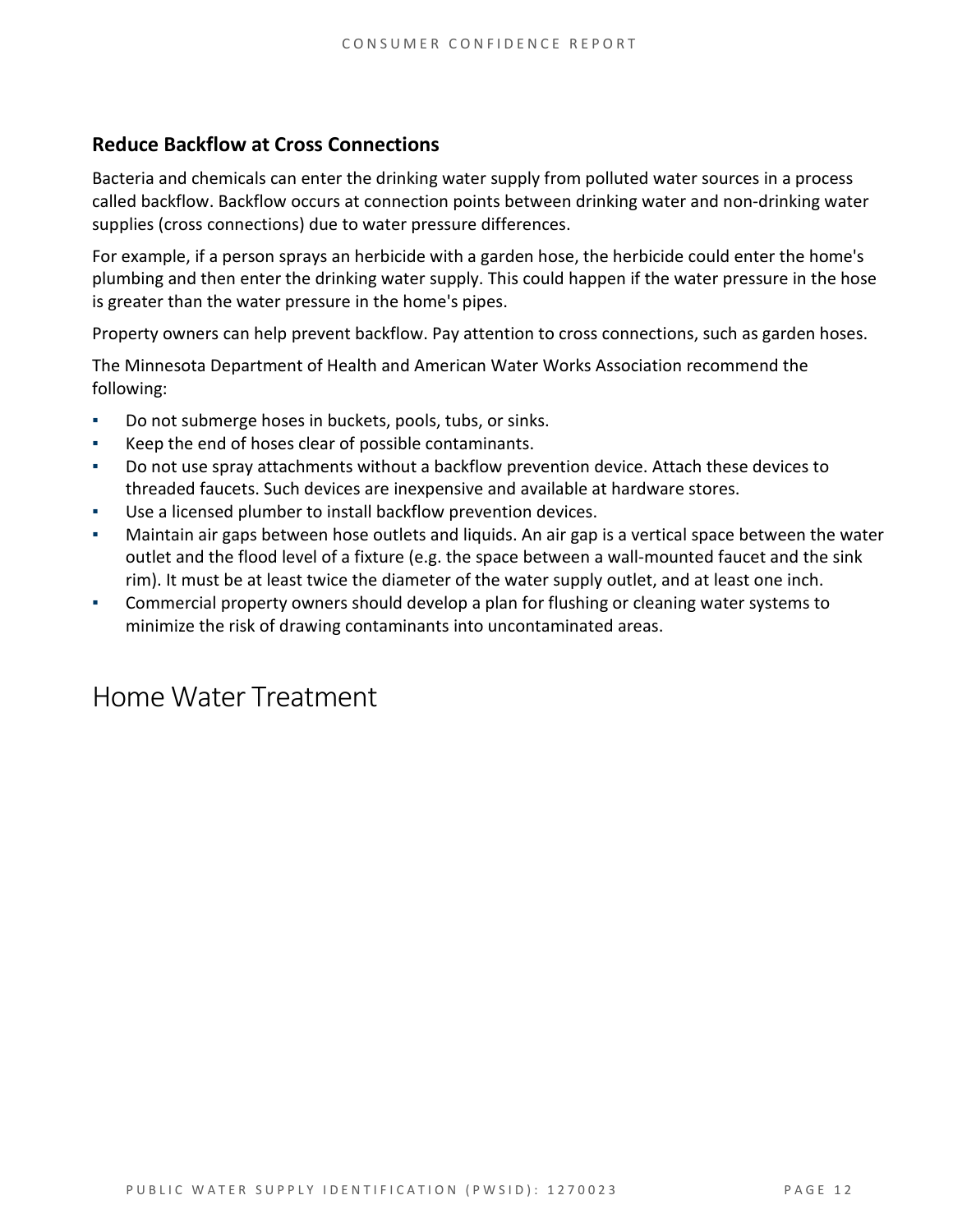### Reduce Backflow at Cross Connections

Bacteria and chemicals can enter the drinking water supply from polluted water sources in a process called backflow. Backflow occurs at connection points between drinking water and non-drinking water supplies (cross connections) due to water pressure differences.

For example, if a person sprays an herbicide with a garden hose, the herbicide could enter the home's plumbing and then enter the drinking water supply. This could happen if the water pressure in the hose is greater than the water pressure in the home's pipes.

Property owners can help prevent backflow. Pay attention to cross connections, such as garden hoses.

The Minnesota Department of Health and American Water Works Association recommend the following:

- Do not submerge hoses in buckets, pools, tubs, or sinks.
- Keep the end of hoses clear of possible contaminants.
- Do not use spray attachments without a backflow prevention device. Attach these devices to threaded faucets. Such devices are inexpensive and available at hardware stores.
- Use a licensed plumber to install backflow prevention devices.
- Maintain air gaps between hose outlets and liquids. An air gap is a vertical space between the water outlet and the flood level of a fixture (e.g. the space between a wall-mounted faucet and the sink rim). It must be at least twice the diameter of the water supply outlet, and at least one inch.
- Commercial property owners should develop a plan for flushing or cleaning water systems to minimize the risk of drawing contaminants into uncontaminated areas.

## Home Water Treatment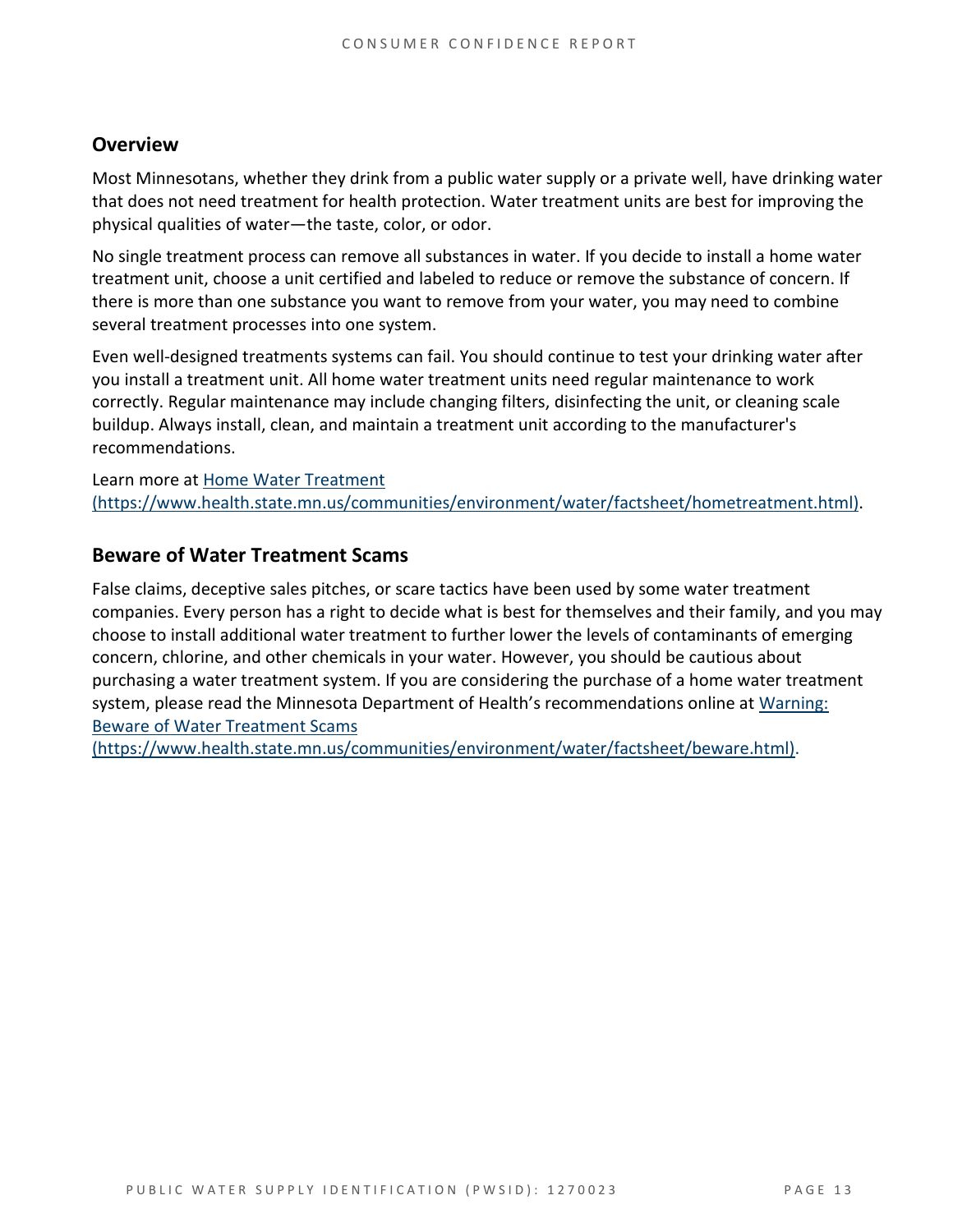## Overview

Most Minnesotans, whether they drink from a public water supply or a private well, have drinking water that does not need treatment for health protection. Water treatment units are best for improving the physical qualities of water—the taste, color, or odor.

No single treatment process can remove all substances in water. If you decide to install a home water treatment unit, choose a unit certified and labeled to reduce or remove the substance of concern. If there is more than one substance you want to remove from your water, you may need to combine several treatment processes into one system.

Even well-designed treatments systems can fail. You should continue to test your drinking water after you install a treatment unit. All home water treatment units need regular maintenance to work correctly. Regular maintenance may include changing filters, disinfecting the unit, or cleaning scale buildup. Always install, clean, and maintain a treatment unit according to the manufacturer's recommendations.

Learn more at [Home Water Treatment (https://www.health.state.mn.us/communities/environment/water/factsheet/hometreatment.html)](https://www.health.state.mn.us/communities/environment/water/factsheet/hometreatment.html).

## Beware of Water Treatment Scams

False claims, deceptive sales pitches, or scare tactics have been used by some water treatment companies. Every person has a right to decide what is best for themselves and their family, and you may choose to install additional water treatment to further lower the levels of contaminants of emerging concern, chlorine, and other chemicals in your water. However, you should be cautious about purchasing a water treatment system. If you are considering the purchase of a home water treatment system, please read the Minnesota Department of Health's recommendations online at [Warning: Beware of Water Treatment Scams (https://www.health.state.mn.us/communities/environment/water/factsheet/beware.html)](https://www.health.state.mn.us/communities/environment/water/factsheet/beware.html).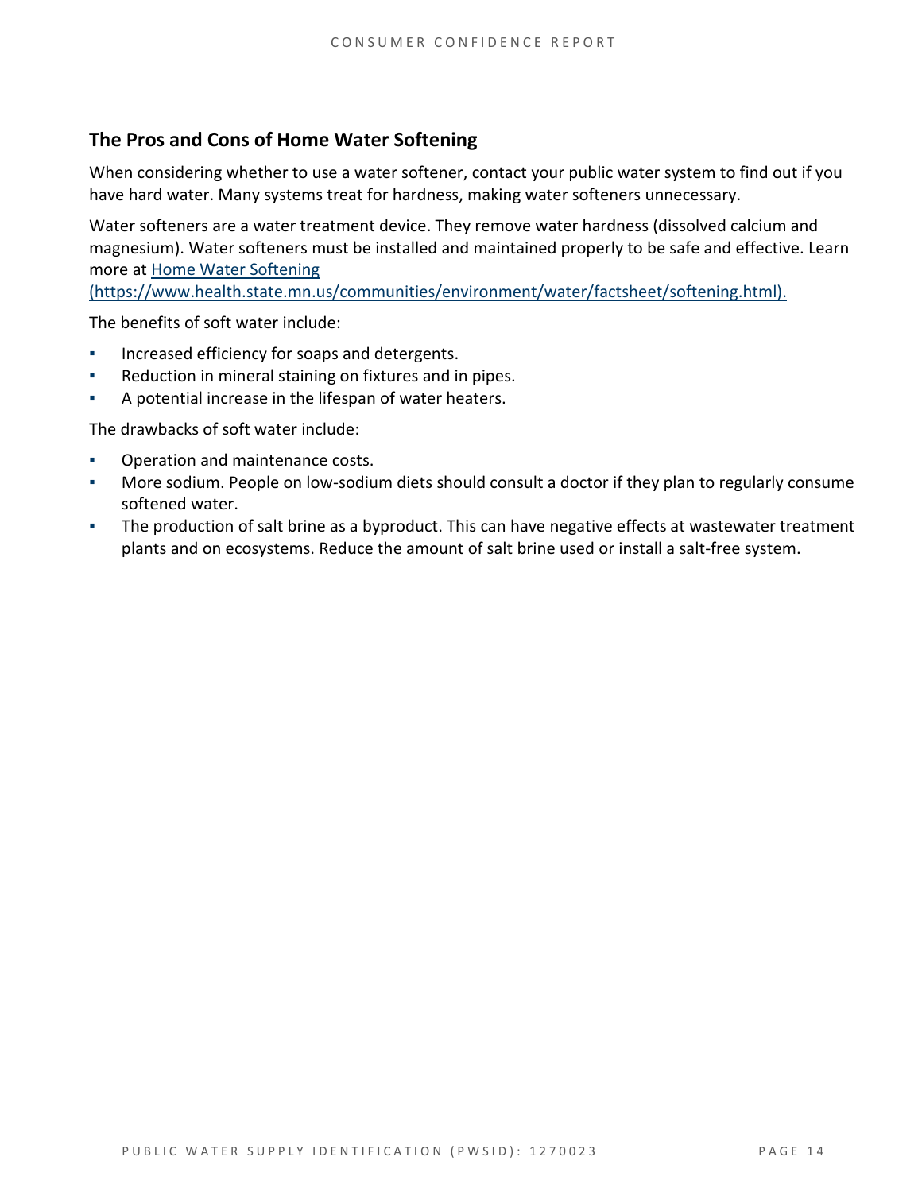## The Pros and Cons of Home Water Softening

When considering whether to use a water softener, contact your public water system to find out if you have hard water. Many systems treat for hardness, making water softeners unnecessary.

Water softeners are a water treatment device. They remove water hardness (dissolved calcium and magnesium). Water softeners must be installed and maintained properly to be safe and effective. Learn more at [Home Water Softening (https://www.health.state.mn.us/communities/environment/water/factsheet/softening.html).](https://www.health.state.mn.us/communities/environment/water/factsheet/softening.html)

The benefits of soft water include:

- Increased efficiency for soaps and detergents.
- Reduction in mineral staining on fixtures and in pipes.
- A potential increase in the lifespan of water heaters.

The drawbacks of soft water include:

- Operation and maintenance costs.
- More sodium. People on low-sodium diets should consult a doctor if they plan to regularly consume softened water.
- The production of salt brine as a byproduct. This can have negative effects at wastewater treatment plants and on ecosystems. Reduce the amount of salt brine used or install a salt-free system.